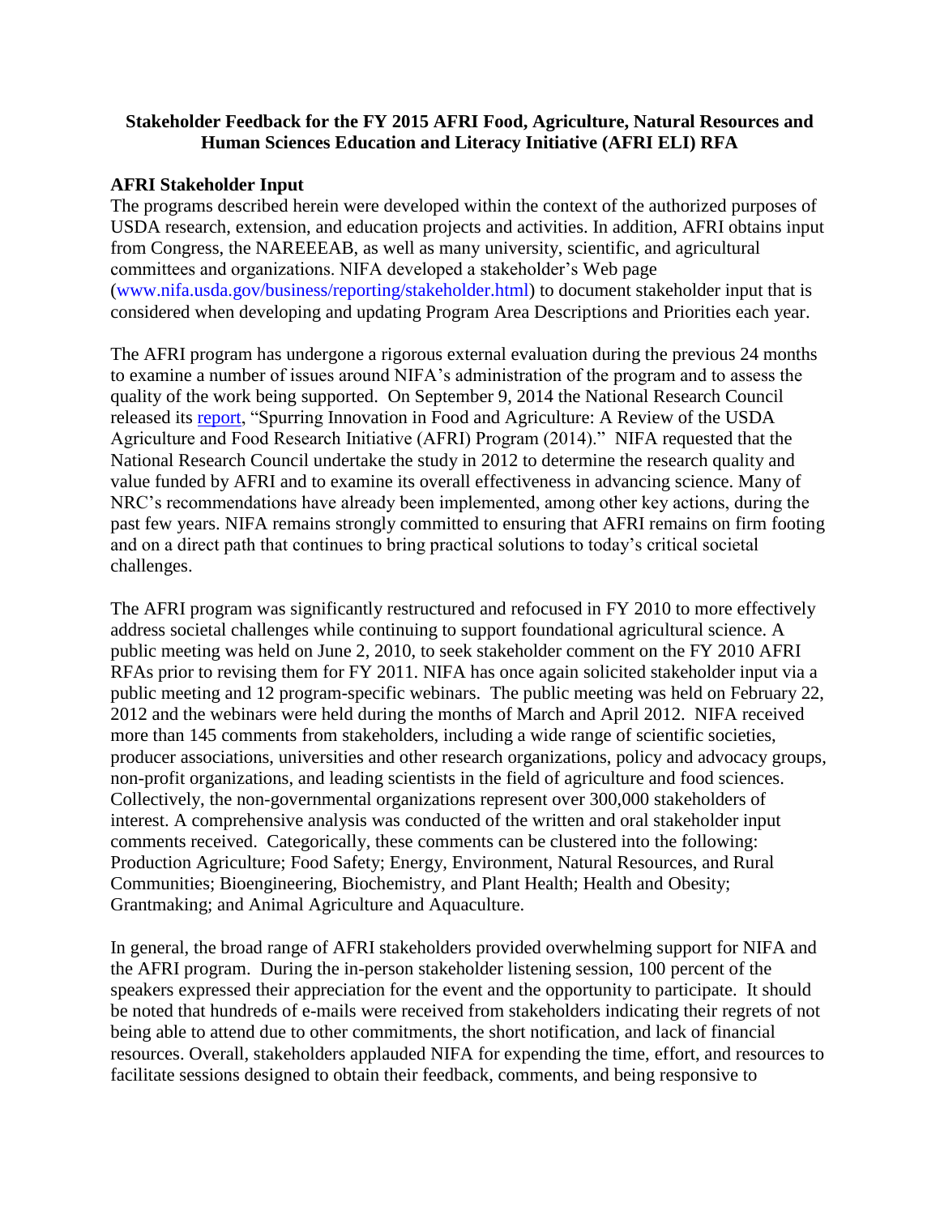**Stakeholder Feedback for the FY 2015 AFRI Food, Agriculture, Natural Resources and Human Sciences Education and Literacy Initiative (AFRI ELI) RFA**

## AFRI Stakeholder Input

The programs described herein were developed within the context of the authorized purposes of USDA research, extension, and education projects and activities. In addition, AFRI obtains input from Congress, the NAREEEAB, as well as many university, scientific, and agricultural committees and organizations. NIFA developed a stakeholder's Web page (www.nifa.usda.gov/business/reporting/stakeholder.html) to document stakeholder input that is considered when developing and updating Program Area Descriptions and Priorities each year.

The AFRI program has undergone a rigorous external evaluation during the previous 24 months to examine a number of issues around NIFA's administration of the program and to assess the quality of the work being supported. On September 9, 2014 the National Research Council released its report, "Spurring Innovation in Food and Agriculture: A Review of the USDA Agriculture and Food Research Initiative (AFRI) Program (2014)." NIFA requested that the National Research Council undertake the study in 2012 to determine the research quality and value funded by AFRI and to examine its overall effectiveness in advancing science. Many of NRC's recommendations have already been implemented, among other key actions, during the past few years. NIFA remains strongly committed to ensuring that AFRI remains on firm footing and on a direct path that continues to bring practical solutions to today's critical societal challenges.

The AFRI program was significantly restructured and refocused in FY 2010 to more effectively address societal challenges while continuing to support foundational agricultural science. A public meeting was held on June 2, 2010, to seek stakeholder comment on the FY 2010 AFRI RFAs prior to revising them for FY 2011. NIFA has once again solicited stakeholder input via a public meeting and 12 program-specific webinars. The public meeting was held on February 22, 2012 and the webinars were held during the months of March and April 2012. NIFA received more than 145 comments from stakeholders, including a wide range of scientific societies, producer associations, universities and other research organizations, policy and advocacy groups, non-profit organizations, and leading scientists in the field of agriculture and food sciences. Collectively, the non-governmental organizations represent over 300,000 stakeholders of interest. A comprehensive analysis was conducted of the written and oral stakeholder input comments received. Categorically, these comments can be clustered into the following: Production Agriculture; Food Safety; Energy, Environment, Natural Resources, and Rural Communities; Bioengineering, Biochemistry, and Plant Health; Health and Obesity; Grantmaking; and Animal Agriculture and Aquaculture.

In general, the broad range of AFRI stakeholders provided overwhelming support for NIFA and the AFRI program. During the in-person stakeholder listening session, 100 percent of the speakers expressed their appreciation for the event and the opportunity to participate. It should be noted that hundreds of e-mails were received from stakeholders indicating their regrets of not being able to attend due to other commitments, the short notification, and lack of financial resources. Overall, stakeholders applauded NIFA for expending the time, effort, and resources to facilitate sessions designed to obtain their feedback, comments, and being responsive to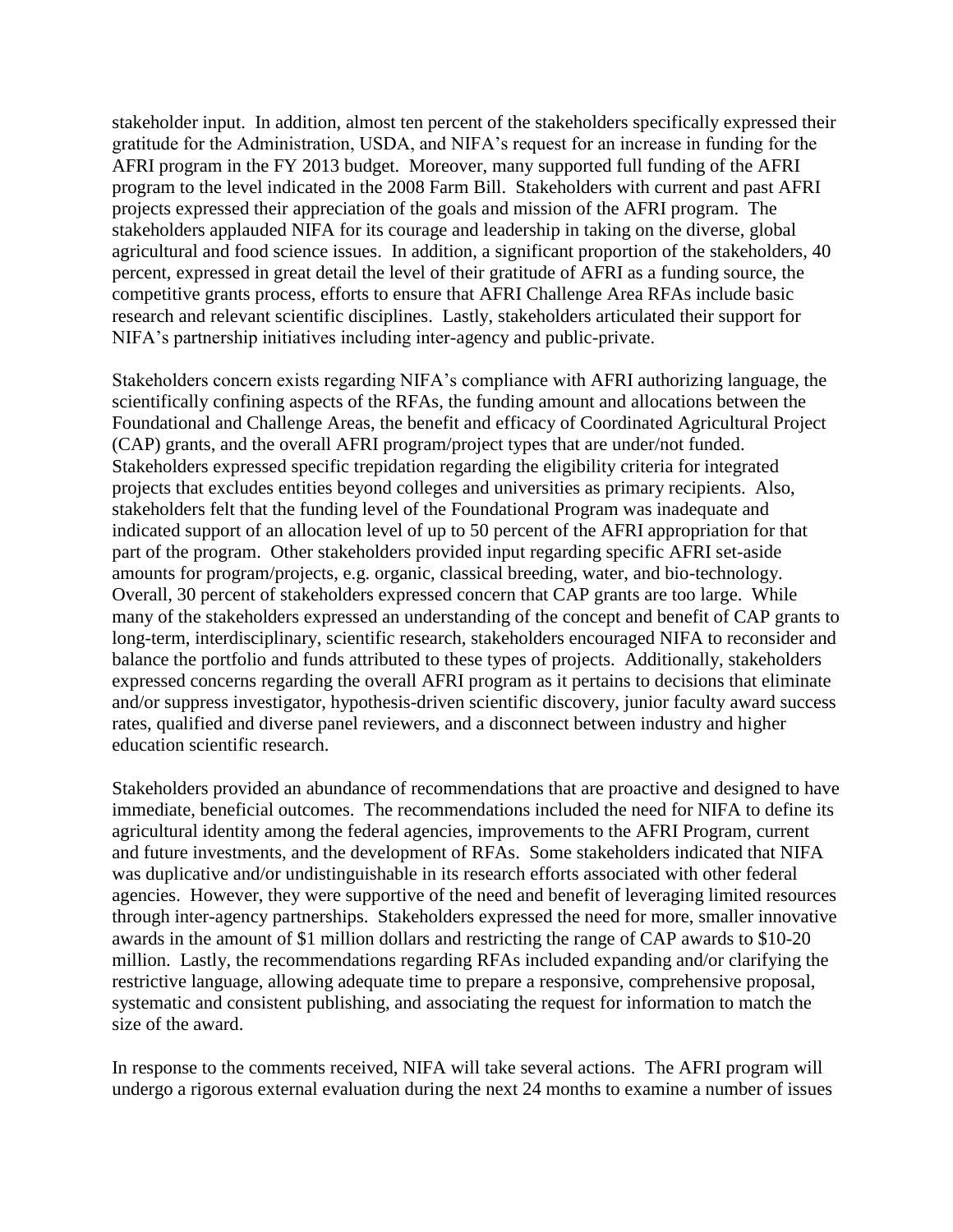stakeholder input. In addition, almost ten percent of the stakeholders specifically expressed their gratitude for the Administration, USDA, and NIFA's request for an increase in funding for the AFRI program in the FY 2013 budget. Moreover, many supported full funding of the AFRI program to the level indicated in the 2008 Farm Bill. Stakeholders with current and past AFRI projects expressed their appreciation of the goals and mission of the AFRI program. The stakeholders applauded NIFA for its courage and leadership in taking on the diverse, global agricultural and food science issues. In addition, a significant proportion of the stakeholders, 40 percent, expressed in great detail the level of their gratitude of AFRI as a funding source, the competitive grants process, efforts to ensure that AFRI Challenge Area RFAs include basic research and relevant scientific disciplines. Lastly, stakeholders articulated their support for NIFA's partnership initiatives including inter-agency and public-private.

Stakeholders concern exists regarding NIFA's compliance with AFRI authorizing language, the scientifically confining aspects of the RFAs, the funding amount and allocations between the Foundational and Challenge Areas, the benefit and efficacy of Coordinated Agricultural Project (CAP) grants, and the overall AFRI program/project types that are under/not funded. Stakeholders expressed specific trepidation regarding the eligibility criteria for integrated projects that excludes entities beyond colleges and universities as primary recipients. Also, stakeholders felt that the funding level of the Foundational Program was inadequate and indicated support of an allocation level of up to 50 percent of the AFRI appropriation for that part of the program. Other stakeholders provided input regarding specific AFRI set-aside amounts for program/projects, e.g. organic, classical breeding, water, and bio-technology. Overall, 30 percent of stakeholders expressed concern that CAP grants are too large. While many of the stakeholders expressed an understanding of the concept and benefit of CAP grants to long-term, interdisciplinary, scientific research, stakeholders encouraged NIFA to reconsider and balance the portfolio and funds attributed to these types of projects. Additionally, stakeholders expressed concerns regarding the overall AFRI program as it pertains to decisions that eliminate and/or suppress investigator, hypothesis-driven scientific discovery, junior faculty award success rates, qualified and diverse panel reviewers, and a disconnect between industry and higher education scientific research.

Stakeholders provided an abundance of recommendations that are proactive and designed to have immediate, beneficial outcomes. The recommendations included the need for NIFA to define its agricultural identity among the federal agencies, improvements to the AFRI Program, current and future investments, and the development of RFAs. Some stakeholders indicated that NIFA was duplicative and/or undistinguishable in its research efforts associated with other federal agencies. However, they were supportive of the need and benefit of leveraging limited resources through inter-agency partnerships. Stakeholders expressed the need for more, smaller innovative awards in the amount of $1 million dollars and restricting the range of CAP awards to $10-20 million. Lastly, the recommendations regarding RFAs included expanding and/or clarifying the restrictive language, allowing adequate time to prepare a responsive, comprehensive proposal, systematic and consistent publishing, and associating the request for information to match the size of the award.

In response to the comments received, NIFA will take several actions. The AFRI program will undergo a rigorous external evaluation during the next 24 months to examine a number of issues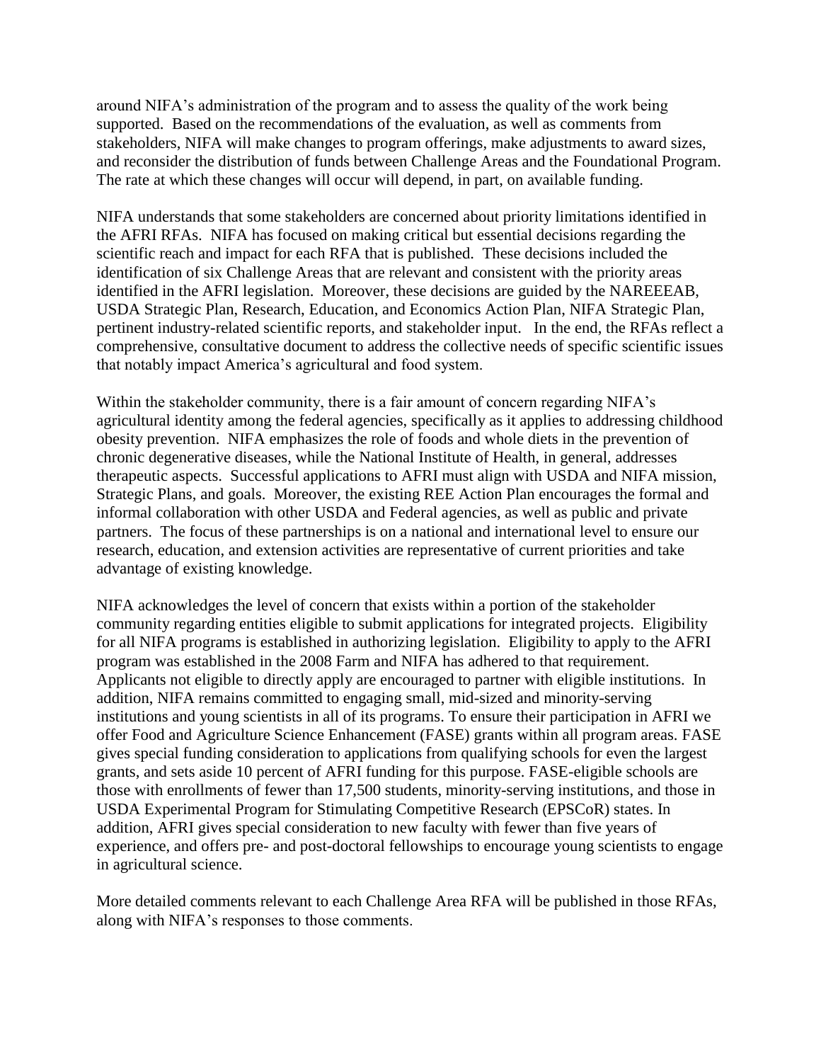around NIFA's administration of the program and to assess the quality of the work being supported. Based on the recommendations of the evaluation, as well as comments from stakeholders, NIFA will make changes to program offerings, make adjustments to award sizes, and reconsider the distribution of funds between Challenge Areas and the Foundational Program. The rate at which these changes will occur will depend, in part, on available funding.

NIFA understands that some stakeholders are concerned about priority limitations identified in the AFRI RFAs. NIFA has focused on making critical but essential decisions regarding the scientific reach and impact for each RFA that is published. These decisions included the identification of six Challenge Areas that are relevant and consistent with the priority areas identified in the AFRI legislation. Moreover, these decisions are guided by the NAREEEAB, USDA Strategic Plan, Research, Education, and Economics Action Plan, NIFA Strategic Plan, pertinent industry-related scientific reports, and stakeholder input. In the end, the RFAs reflect a comprehensive, consultative document to address the collective needs of specific scientific issues that notably impact America's agricultural and food system.

Within the stakeholder community, there is a fair amount of concern regarding NIFA's agricultural identity among the federal agencies, specifically as it applies to addressing childhood obesity prevention. NIFA emphasizes the role of foods and whole diets in the prevention of chronic degenerative diseases, while the National Institute of Health, in general, addresses therapeutic aspects. Successful applications to AFRI must align with USDA and NIFA mission, Strategic Plans, and goals. Moreover, the existing REE Action Plan encourages the formal and informal collaboration with other USDA and Federal agencies, as well as public and private partners. The focus of these partnerships is on a national and international level to ensure our research, education, and extension activities are representative of current priorities and take advantage of existing knowledge.

NIFA acknowledges the level of concern that exists within a portion of the stakeholder community regarding entities eligible to submit applications for integrated projects. Eligibility for all NIFA programs is established in authorizing legislation. Eligibility to apply to the AFRI program was established in the 2008 Farm and NIFA has adhered to that requirement. Applicants not eligible to directly apply are encouraged to partner with eligible institutions. In addition, NIFA remains committed to engaging small, mid-sized and minority-serving institutions and young scientists in all of its programs. To ensure their participation in AFRI we offer Food and Agriculture Science Enhancement (FASE) grants within all program areas. FASE gives special funding consideration to applications from qualifying schools for even the largest grants, and sets aside 10 percent of AFRI funding for this purpose. FASE-eligible schools are those with enrollments of fewer than 17,500 students, minority-serving institutions, and those in USDA Experimental Program for Stimulating Competitive Research (EPSCoR) states. In addition, AFRI gives special consideration to new faculty with fewer than five years of experience, and offers pre- and post-doctoral fellowships to encourage young scientists to engage in agricultural science.

More detailed comments relevant to each Challenge Area RFA will be published in those RFAs, along with NIFA's responses to those comments.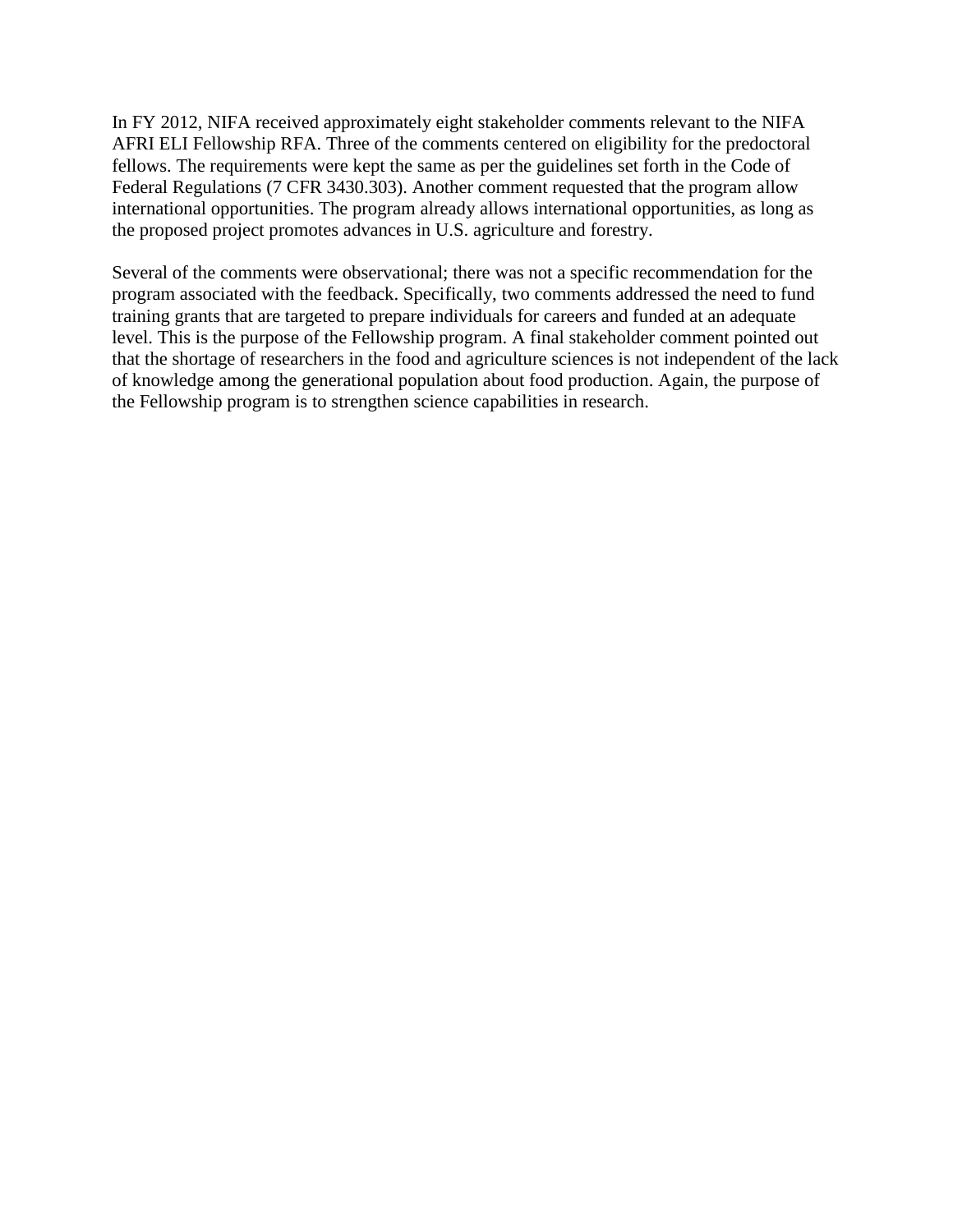In FY 2012, NIFA received approximately eight stakeholder comments relevant to the NIFA AFRI ELI Fellowship RFA. Three of the comments centered on eligibility for the predoctoral fellows. The requirements were kept the same as per the guidelines set forth in the Code of Federal Regulations (7 CFR 3430.303). Another comment requested that the program allow international opportunities. The program already allows international opportunities, as long as the proposed project promotes advances in U.S. agriculture and forestry.

Several of the comments were observational; there was not a specific recommendation for the program associated with the feedback. Specifically, two comments addressed the need to fund training grants that are targeted to prepare individuals for careers and funded at an adequate level. This is the purpose of the Fellowship program. A final stakeholder comment pointed out that the shortage of researchers in the food and agriculture sciences is not independent of the lack of knowledge among the generational population about food production. Again, the purpose of the Fellowship program is to strengthen science capabilities in research.